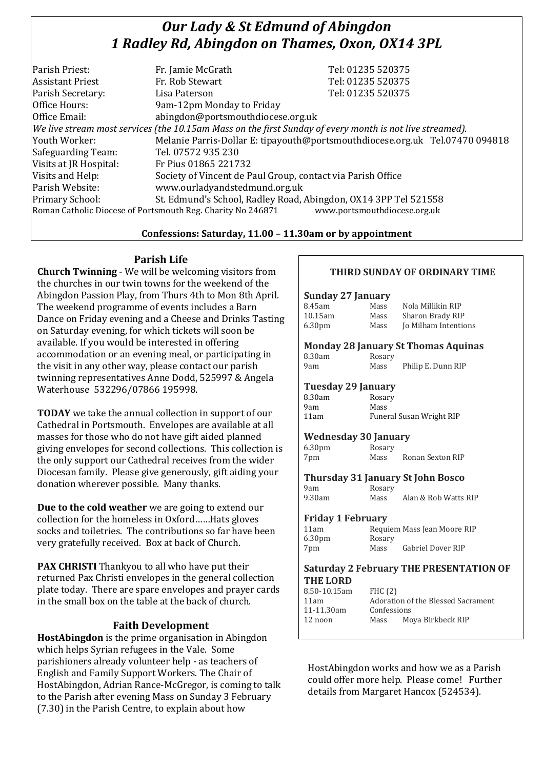# *Our Lady & St Edmund of Abingdon*
# *1 Radley Rd, Abingdon on Thames, Oxon, OX14 3PL*

| | | |
|---|---|---|
| Parish Priest: | Fr. Jamie McGrath | Tel: 01235 520375 |
| Assistant Priest | Fr. Rob Stewart | Tel: 01235 520375 |
| Parish Secretary: | Lisa Paterson | Tel: 01235 520375 |
| Office Hours: | 9am-12pm Monday to Friday | |
| Office Email: | abingdon@portsmouthdiocese.org.uk | |

*We live stream most services (the 10.15am Mass on the first Sunday of every month is not live streamed).*

| | |
|---|---|
| Youth Worker: | Melanie Parris-Dollar E: tipayouth@portsmouthdiocese.org.uk Tel.07470 094818 |
| Safeguarding Team: | Tel. 07572 935 230 |
| Visits at JR Hospital: | Fr Pius 01865 221732 |
| Visits and Help: | Society of Vincent de Paul Group, contact via Parish Office |
| Parish Website: | www.ourladyandstedmund.org.uk |
| Primary School: | St. Edmund's School, Radley Road, Abingdon, OX14 3PP Tel 521558 |

Roman Catholic Diocese of Portsmouth Reg. Charity No 246871 www.portsmouthdiocese.org.uk

**Confessions: Saturday, 11.00 – 11.30am or by appointment**

## Parish Life

**Church Twinning** - We will be welcoming visitors from the churches in our twin towns for the weekend of the Abingdon Passion Play, from Thurs 4th to Mon 8th April. The weekend programme of events includes a Barn Dance on Friday evening and a Cheese and Drinks Tasting on Saturday evening, for which tickets will soon be available. If you would be interested in offering accommodation or an evening meal, or participating in the visit in any other way, please contact our parish twinning representatives Anne Dodd, 525997 & Angela Waterhouse 532296/07866 195998.

**TODAY** we take the annual collection in support of our Cathedral in Portsmouth. Envelopes are available at all masses for those who do not have gift aided planned giving envelopes for second collections. This collection is the only support our Cathedral receives from the wider Diocesan family. Please give generously, gift aiding your donation wherever possible. Many thanks.

**Due to the cold weather** we are going to extend our collection for the homeless in Oxford……Hats gloves socks and toiletries. The contributions so far have been very gratefully received. Box at back of Church.

**PAX CHRISTI** Thankyou to all who have put their returned Pax Christi envelopes in the general collection plate today. There are spare envelopes and prayer cards in the small box on the table at the back of church.

## Faith Development

**HostAbingdon** is the prime organisation in Abingdon which helps Syrian refugees in the Vale. Some parishioners already volunteer help - as teachers of English and Family Support Workers. The Chair of HostAbingdon, Adrian Rance-McGregor, is coming to talk to the Parish after evening Mass on Sunday 3 February (7.30) in the Parish Centre, to explain about how HostAbingdon works and how we as a Parish could offer more help. Please come! Further details from Margaret Hancox (524534).

## THIRD SUNDAY OF ORDINARY TIME

**Sunday 27 January**

| | | |
|---|---|---|
| 8.45am | Mass | Nola Millikin RIP |
| 10.15am | Mass | Sharon Brady RIP |
| 6.30pm | Mass | Jo Milham Intentions |

**Monday 28 January St Thomas Aquinas**

| | | |
|---|---|---|
| 8.30am | Rosary | |
| 9am | Mass | Philip E. Dunn RIP |

**Tuesday 29 January**

| | | |
|---|---|---|
| 8.30am | Rosary | |
| 9am | Mass | |
| 11am | Funeral Susan Wright RIP | |

**Wednesday 30 January**

| | | |
|---|---|---|
| 6.30pm | Rosary | |
| 7pm | Mass | Ronan Sexton RIP |

**Thursday 31 January St John Bosco**

| | | |
|---|---|---|
| 9am | Rosary | |
| 9.30am | Mass | Alan & Rob Watts RIP |

**Friday 1 February**

| | | |
|---|---|---|
| 11am | Requiem Mass Jean Moore RIP | |
| 6.30pm | Rosary | |
| 7pm | Mass | Gabriel Dover RIP |

**Saturday 2 February THE PRESENTATION OF THE LORD**

| | | |
|---|---|---|
| 8.50-10.15am | FHC (2) | |
| 11am | Adoration of the Blessed Sacrament | |
| 11-11.30am | Confessions | |
| 12 noon | Mass | Moya Birkbeck RIP |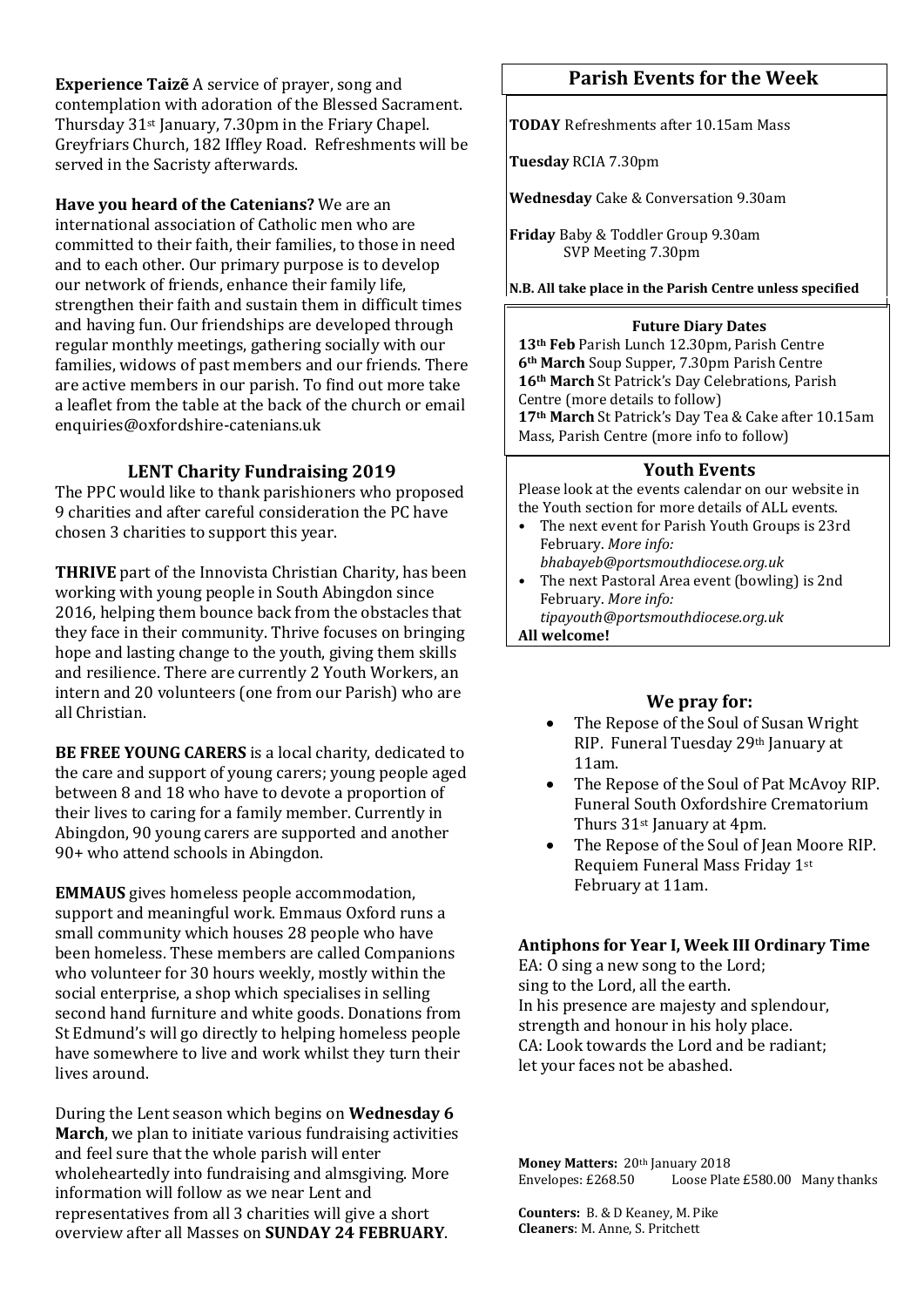**Experience Taizé** A service of prayer, song and contemplation with adoration of the Blessed Sacrament. Thursday 31st January, 7.30pm in the Friary Chapel. Greyfriars Church, 182 Iffley Road. Refreshments will be served in the Sacristy afterwards.

**Have you heard of the Catenians?** We are an international association of Catholic men who are committed to their faith, their families, to those in need and to each other. Our primary purpose is to develop our network of friends, enhance their family life, strengthen their faith and sustain them in difficult times and having fun. Our friendships are developed through regular monthly meetings, gathering socially with our families, widows of past members and our friends. There are active members in our parish. To find out more take a leaflet from the table at the back of the church or email enquiries@oxfordshire-catenians.uk

## LENT Charity Fundraising 2019

The PPC would like to thank parishioners who proposed 9 charities and after careful consideration the PC have chosen 3 charities to support this year.

**THRIVE** part of the Innovista Christian Charity, has been working with young people in South Abingdon since 2016, helping them bounce back from the obstacles that they face in their community. Thrive focuses on bringing hope and lasting change to the youth, giving them skills and resilience. There are currently 2 Youth Workers, an intern and 20 volunteers (one from our Parish) who are all Christian.

**BE FREE YOUNG CARERS** is a local charity, dedicated to the care and support of young carers; young people aged between 8 and 18 who have to devote a proportion of their lives to caring for a family member. Currently in Abingdon, 90 young carers are supported and another 90+ who attend schools in Abingdon.

**EMMAUS** gives homeless people accommodation, support and meaningful work. Emmaus Oxford runs a small community which houses 28 people who have been homeless. These members are called Companions who volunteer for 30 hours weekly, mostly within the social enterprise, a shop which specialises in selling second hand furniture and white goods. Donations from St Edmund's will go directly to helping homeless people have somewhere to live and work whilst they turn their lives around.

During the Lent season which begins on **Wednesday 6 March**, we plan to initiate various fundraising activities and feel sure that the whole parish will enter wholeheartedly into fundraising and almsgiving. More information will follow as we near Lent and representatives from all 3 charities will give a short overview after all Masses on **SUNDAY 24 FEBRUARY**.

## Parish Events for the Week

**TODAY** Refreshments after 10.15am Mass

**Tuesday** RCIA 7.30pm

**Wednesday** Cake & Conversation 9.30am

**Friday** Baby & Toddler Group 9.30am
SVP Meeting 7.30pm

**N.B. All take place in the Parish Centre unless specified**

**Future Diary Dates**

**13th Feb** Parish Lunch 12.30pm, Parish Centre
**6th March** Soup Supper, 7.30pm Parish Centre
**16th March** St Patrick's Day Celebrations, Parish Centre (more details to follow)
**17th March** St Patrick's Day Tea & Cake after 10.15am Mass, Parish Centre (more info to follow)

### Youth Events

Please look at the events calendar on our website in the Youth section for more details of ALL events.

- The next event for Parish Youth Groups is 23rd February. *More info: bhabayeb@portsmouthdiocese.org.uk*
- The next Pastoral Area event (bowling) is 2nd February. *More info: tipayouth@portsmouthdiocese.org.uk*

**All welcome!**

### We pray for:

- The Repose of the Soul of Susan Wright RIP. Funeral Tuesday 29th January at 11am.
- The Repose of the Soul of Pat McAvoy RIP. Funeral South Oxfordshire Crematorium Thurs 31st January at 4pm.
- The Repose of the Soul of Jean Moore RIP. Requiem Funeral Mass Friday 1st February at 11am.

**Antiphons for Year I, Week III Ordinary Time**

EA: O sing a new song to the Lord;
sing to the Lord, all the earth.
In his presence are majesty and splendour,
strength and honour in his holy place.
CA: Look towards the Lord and be radiant;
let your faces not be abashed.

**Money Matters:** 20th January 2018
Envelopes: £268.50    Loose Plate £580.00   Many thanks

**Counters:** B. & D Keaney, M. Pike
**Cleaners**: M. Anne, S. Pritchett